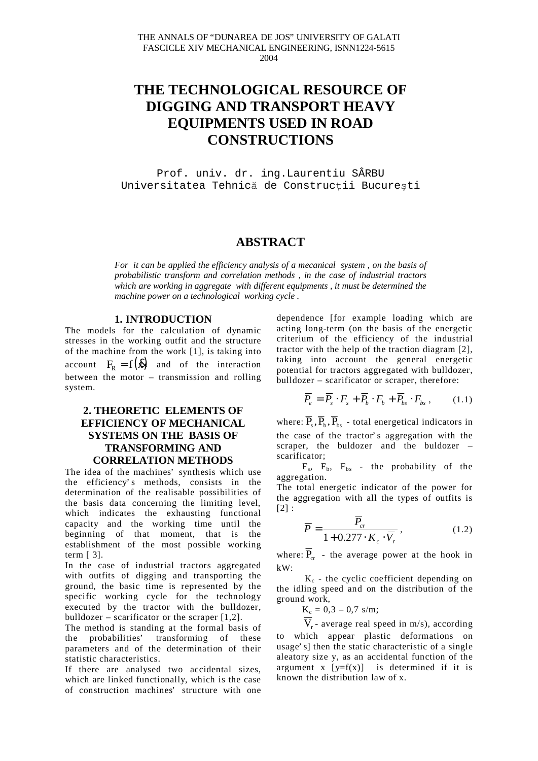THE ANNALS OF "DUNAREA DE JOS" UNIVERSITY OF GALATI
FASCICLE XIV MECHANICAL ENGINEERING, ISNN1224-5615
2004

# THE TECHNOLOGICAL RESOURCE OF DIGGING AND TRANSPORT HEAVY EQUIPMENTS USED IN ROAD CONSTRUCTIONS

Prof. univ. dr. ing.Laurentiu SÂRBU
Universitatea Tehnică de Construcţii Bucureşti

## ABSTRACT

*For it can be applied the efficiency analysis of a mecanical system , on the basis of probabilistic transform and correlation methods , in the case of industrial tractors which are working in aggregate with different equipments , it must be determined the machine power on a technological working cycle .*

## 1. INTRODUCTION

The models for the calculation of dynamic stresses in the working outfit and the structure of the machine from the work [1], is taking into account $F_R = f(\delta)$ and of the interaction between the motor – transmission and rolling system.

## 2. THEORETIC ELEMENTS OF EFFICIENCY OF MECHANICAL SYSTEMS ON THE BASIS OF TRANSFORMING AND CORRELATION METHODS

The idea of the machines' synthesis which use the efficiency's methods, consists in the determination of the realisable possibilities of the basis data concerning the limiting level, which indicates the exhausting functional capacity and the working time until the beginning of that moment, that is the establishment of the most possible working term [ 3].

In the case of industrial tractors aggregated with outfits of digging and transporting the ground, the basic time is represented by the specific working cycle for the technology executed by the tractor with the bulldozer, bulldozer – scarificator or the scraper [1,2].

The method is standing at the formal basis of the probabilities' transforming of these parameters and of the determination of their statistic characteristics.

If there are analysed two accidental sizes, which are linked functionally, which is the case of construction machines' structure with one dependence [for example loading which are acting long-term (on the basis of the energetic criterium of the efficiency of the industrial tractor with the help of the traction diagram [2], taking into account the general energetic potential for tractors aggregated with bulldozer, bulldozer – scarificator or scraper, therefore:

$$\overline{P_e} = \overline{P_s} \cdot F_s + \overline{P_b} \cdot F_b + \overline{P_{bs}} \cdot F_{bs}\,, \qquad (1.1)$$

where: $\overline{P_s}, \overline{P_b}, \overline{P_{bs}}$ - total energetical indicators in the case of the tractor's aggregation with the scraper, the buldozer and the buldozer – scarificator;

$F_s$, $F_b$, $F_{bs}$ - the probability of the aggregation.

The total energetic indicator of the power for the aggregation with all the types of outfits is [2] :

$$\overline{P} = \frac{\overline{P_{cr}}}{1 + 0.277 \cdot K_c \cdot \overline{V_r}}\,, \qquad (1.2)$$

where: $\overline{P_{cr}}$ - the average power at the hook in kW:

$K_c$ - the cyclic coefficient depending on the idling speed and on the distribution of the ground work,

$K_c$ = 0,3 – 0,7 s/m;

$\overline{V_r}$ - average real speed in m/s), according to which appear plastic deformations on usage's] then the static characteristic of a single aleatory size y, as an accidental function of the argument x [y=f(x)] is determined if it is known the distribution law of x.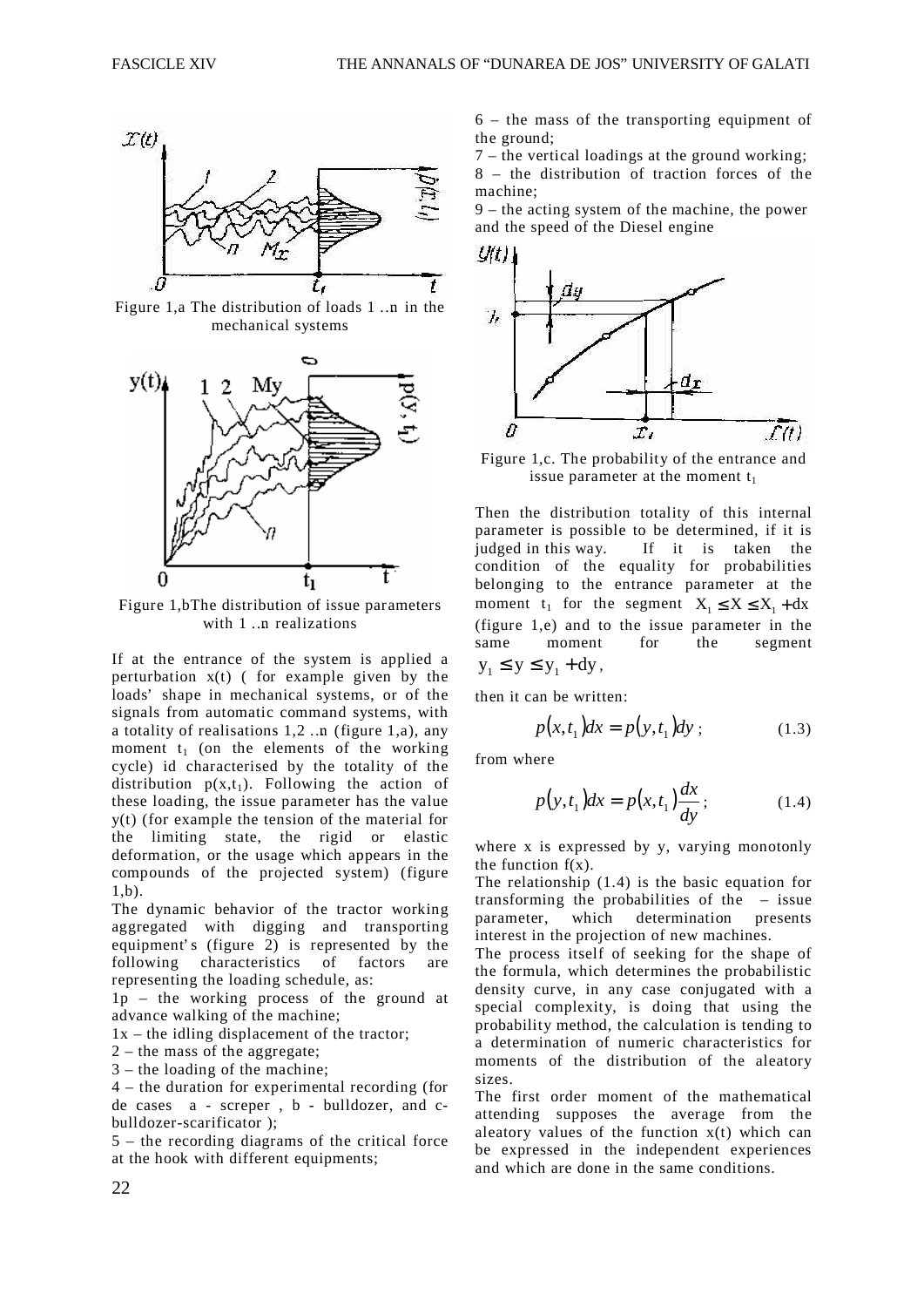Figure 1,a The distribution of loads 1 ..n in the mechanical systems

Figure 1,bThe distribution of issue parameters with 1 ..n realizations

If at the entrance of the system is applied a perturbation x(t) ( for example given by the loads' shape in mechanical systems, or of the signals from automatic command systems, with a totality of realisations 1,2 ..n (figure 1,a), any moment $t_1$ (on the elements of the working cycle) id characterised by the totality of the distribution $p(x,t_1)$. Following the action of these loading, the issue parameter has the value y(t) (for example the tension of the material for the limiting state, the rigid or elastic deformation, or the usage which appears in the compounds of the projected system) (figure 1,b).

The dynamic behavior of the tractor working aggregated with digging and transporting equipment's (figure 2) is represented by the following characteristics of factors are representing the loading schedule, as:

1p – the working process of the ground at advance walking of the machine;

1x – the idling displacement of the tractor;

2 – the mass of the aggregate;

3 – the loading of the machine;

4 – the duration for experimental recording (for de cases a - screper , b - bulldozer, and c-bulldozer-scarificator );

5 – the recording diagrams of the critical force at the hook with different equipments;

6 – the mass of the transporting equipment of the ground;

7 – the vertical loadings at the ground working;

8 – the distribution of traction forces of the machine;

9 – the acting system of the machine, the power and the speed of the Diesel engine

Figure 1,c. The probability of the entrance and issue parameter at the moment $t_1$

Then the distribution totality of this internal parameter is possible to be determined, if it is judged in this way. If it is taken the condition of the equality for probabilities belonging to the entrance parameter at the moment $t_1$ for the segment $X_1 \leq X \leq X_1 + dx$ (figure 1,e) and to the issue parameter in the same moment for the segment $y_1 \leq y \leq y_1 + dy$,

then it can be written:

$$p(x,t_1)dx = p(y,t_1)dy \,; \tag{1.3}$$

from where

$$p(y,t_1)dx = p(x,t_1)\frac{dx}{dy} \,; \tag{1.4}$$

where x is expressed by y, varying monotonly the function f(x).

The relationship (1.4) is the basic equation for transforming the probabilities of the – issue parameter, which determination presents interest in the projection of new machines.

The process itself of seeking for the shape of the formula, which determines the probabilistic density curve, in any case conjugated with a special complexity, is doing that using the probability method, the calculation is tending to a determination of numeric characteristics for moments of the distribution of the aleatory sizes.

The first order moment of the mathematical attending supposes the average from the aleatory values of the function x(t) which can be expressed in the independent experiences and which are done in the same conditions.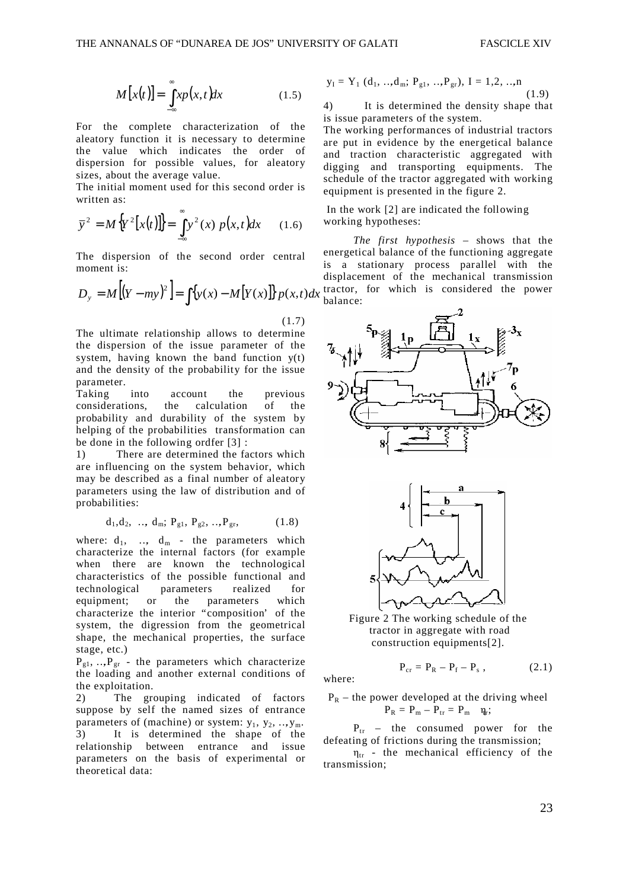$$M[x(t)] = \int_{-\infty}^{\infty} x p(x,t) dx \qquad (1.5)$$

For the complete characterization of the aleatory function it is necessary to determine the value which indicates the order of dispersion for possible values, for aleatory sizes, about the average value.

The initial moment used for this second order is written as:

$$\bar{y}^2 = M\{Y^2[x(t)]\} = \int_{-\infty}^{\infty} y^2(x)\, p(x,t) dx \qquad (1.6)$$

The dispersion of the second order central moment is:

$$D_y = M[(Y - my)^2] = \int \{y(x) - M[Y(x)]\} p(x,t) dx \qquad (1.7)$$

The ultimate relationship allows to determine the dispersion of the issue parameter of the system, having known the band function y(t) and the density of the probability for the issue parameter.

Taking into account the previous considerations, the calculation of the probability and durability of the system by helping of the probabilities transformation can be done in the following ordfer [3] :

1) There are determined the factors which are influencing on the system behavior, which may be described as a final number of aleatory parameters using the law of distribution and of probabilities:

$$d_1, d_2, \ .., \ d_m; P_{g1}, P_{g2}, .., P_{gr}, \qquad (1.8)$$

where: $d_1$, .., $d_m$ - the parameters which characterize the internal factors (for example when there are known the technological characteristics of the possible functional and technological parameters realized for equipment; or the parameters which characterize the interior "composition' of the system, the digression from the geometrical shape, the mechanical properties, the surface stage, etc.)

$P_{g1}$, ..,$P_{gr}$ - the parameters which characterize the loading and another external conditions of the exploitation.

2) The grouping indicated of factors suppose by self the named sizes of entrance parameters of (machine) or system: $y_1$, $y_2$, ..,$y_m$.

3) It is determined the shape of the relationship between entrance and issue parameters on the basis of experimental or theoretical data:

$$y_I = Y_1 (d_1, .., d_m; P_{g1}, .., P_{gr}), \ I = 1,2, .., n \qquad (1.9)$$

4) It is determined the density shape that is issue parameters of the system.

The working performances of industrial tractors are put in evidence by the energetical balance and traction characteristic aggregated with digging and transporting equipments. The schedule of the tractor aggregated with working equipment is presented in the figure 2.

In the work [2] are indicated the following working hypotheses:

*The first hypothesis* – shows that the energetical balance of the functioning aggregate is a stationary process parallel with the displacement of the mechanical transmission tractor, for which is considered the power balance:

Figure 2 The working schedule of the tractor in aggregate with road construction equipments[2].

$$P_{cr} = P_R - P_f - P_s \,, \qquad (2.1)$$

where:

$P_R$ – the power developed at the driving wheel $P_R = P_m - P_{tr} = P_m \ \eta_{tr}$;

$P_{tr}$ – the consumed power for the defeating of frictions during the transmission;

$\eta_{tr}$ - the mechanical efficiency of the transmission;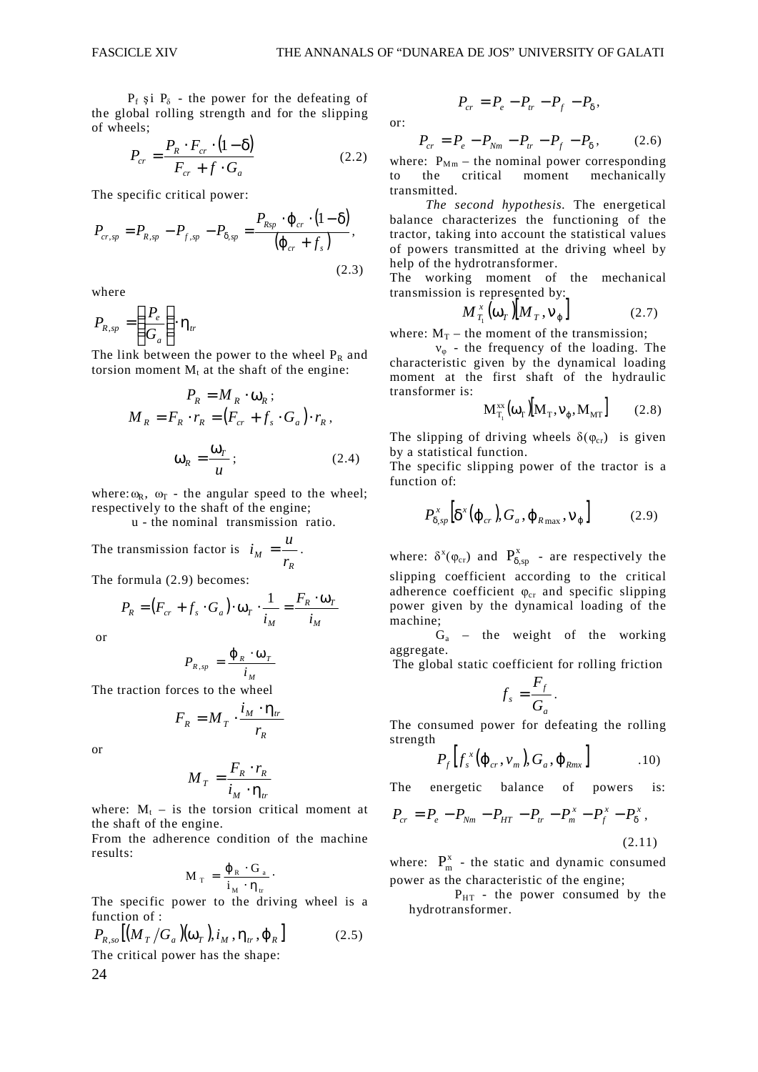$P_f$ şi $P_\delta$ - the power for the defeating of the global rolling strength and for the slipping of wheels;

$$P_{cr} = \frac{P_R \cdot F_{cr} \cdot (1-\delta)}{F_{cr} + f \cdot G_a} \qquad (2.2)$$

The specific critical power:

$$P_{cr,sp} = P_{R,sp} - P_{f,sp} - P_{\delta,sp} = \frac{P_{Rsp} \cdot \varphi_{cr} \cdot (1-\delta)}{(\varphi_{cr} + f_s)}, \qquad (2.3)$$

where

$$P_{R,sp} = \left(\frac{P_e}{G_a}\right) \cdot \eta_{tr}$$

The link between the power to the wheel $P_R$ and torsion moment $M_t$ at the shaft of the engine:

$$P_R = M_R \cdot \omega_R;$$

$$M_R = F_R \cdot r_R = (F_{cr} + f_s \cdot G_a) \cdot r_R,$$

$$\omega_R = \frac{\omega_T}{u}; \qquad (2.4)$$

where: $\omega_R$, $\omega_T$ - the angular speed to the wheel; respectively to the shaft of the engine;

u - the nominal transmission ratio.

The transmission factor is $i_M = \frac{u}{r_R}$.

The formula (2.9) becomes:

$$P_R = (F_{cr} + f_s \cdot G_a) \cdot \omega_T \cdot \frac{1}{i_M} = \frac{F_R \cdot \omega_T}{i_M}$$

or

$$P_{R,sp} = \frac{\varphi_R \cdot \omega_T}{i_M}$$

The traction forces to the wheel

$$F_R = M_T \cdot \frac{i_M \cdot \eta_{tr}}{r_R}$$

or

$$M_T = \frac{F_R \cdot r_R}{i_M \cdot \eta_{tr}}$$

where: $M_t$ – is the torsion critical moment at the shaft of the engine.

From the adherence condition of the machine results:

$$M_T = \frac{\varphi_R \cdot G_a}{i_M \cdot \eta_{tr}}.$$

The specific power to the driving wheel is a function of :

$$P_{R,so}\left[(M_T/G_a)(\omega_T), i_M, \eta_{tr}, \varphi_R\right] \qquad (2.5)$$

The critical power has the shape:

$$P_{cr} = P_e - P_{tr} - P_f - P_\delta,$$

or:

$$P_{cr} = P_e - P_{Nm} - P_{tr} - P_f - P_\delta, \qquad (2.6)$$

where: $P_{Mm}$ – the nominal power corresponding to the critical moment mechanically transmitted.

*The second hypothesis.* The energetical balance characterizes the functioning of the tractor, taking into account the statistical values of powers transmitted at the driving wheel by help of the hydrotransformer.

The working moment of the mechanical transmission is represented by:

$$M^x_{T_1}(\omega_T)\left[M_T, \nu_\varphi\right] \qquad (2.7)$$

where: $M_T$ – the moment of the transmission;

$\nu_\varphi$ - the frequency of the loading. The characteristic given by the dynamical loading moment at the first shaft of the hydraulic transformer is:

$$M^{xx}_{T_1}(\omega_T)\left[M_T, \nu_\varphi, M_{MT}\right] \qquad (2.8)$$

The slipping of driving wheels $\delta(\varphi_{cr})$ is given by a statistical function.

The specific slipping power of the tractor is a function of:

$$P^x_{\delta,sp}\left[\delta^x(\varphi_{cr}), G_a, \varphi_{R\max}, \nu_\varphi\right] \qquad (2.9)$$

where: $\delta^x(\varphi_{cr})$ and $P^x_{\delta,sp}$ - are respectively the slipping coefficient according to the critical adherence coefficient $\varphi_{cr}$ and specific slipping power given by the dynamical loading of the machine;

$G_a$ – the weight of the working aggregate.

The global static coefficient for rolling friction

$$f_s = \frac{F_f}{G_a}.$$

The consumed power for defeating the rolling strength

$$P_f\left[f_s^{\,x}(\varphi_{cr}, v_m), G_a, \varphi_{Rmx}\right] \qquad .10)$$

The energetic balance of powers is:

$$P_{cr} = P_e - P_{Nm} - P_{HT} - P_{tr} - P^x_m - P^x_f - P^x_\delta, \qquad (2.11)$$

where: $P^x_m$ - the static and dynamic consumed power as the characteristic of the engine;

$P_{HT}$ - the power consumed by the hydrotransformer.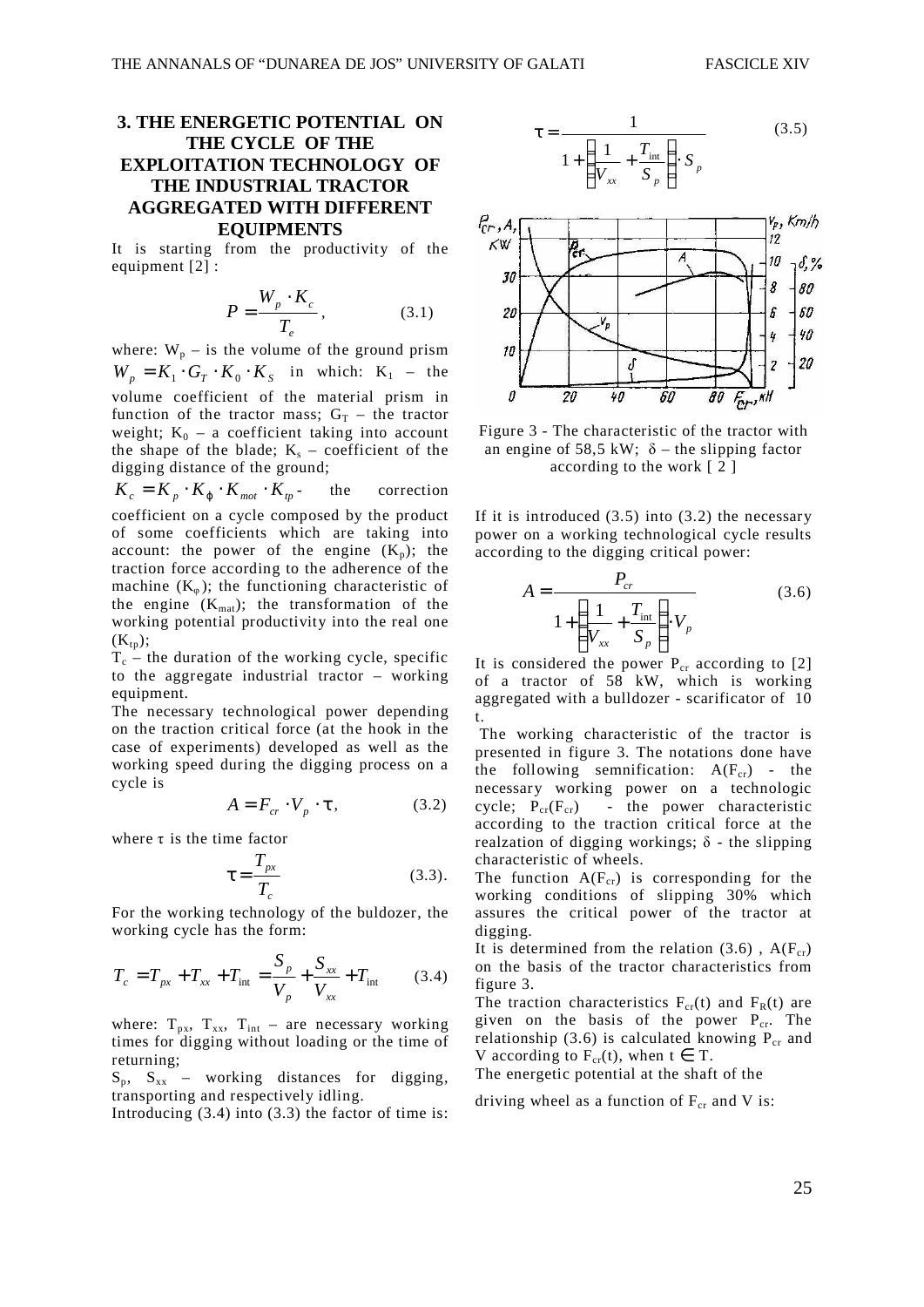## 3. THE ENERGETIC POTENTIAL ON THE CYCLE OF THE EXPLOITATION TECHNOLOGY OF THE INDUSTRIAL TRACTOR AGGREGATED WITH DIFFERENT EQUIPMENTS

It is starting from the productivity of the equipment [2] :

$$P = \frac{W_p \cdot K_c}{T_e}, \qquad (3.1)$$

where: $W_p$ – is the volume of the ground prism $W_p = K_1 \cdot G_T \cdot K_0 \cdot K_S$ in which: $K_1$ – the volume coefficient of the material prism in function of the tractor mass; $G_T$ – the tractor weight; $K_0$ – a coefficient taking into account the shape of the blade; $K_s$ – coefficient of the digging distance of the ground;

$K_c = K_p \cdot K_\varphi \cdot K_{mot} \cdot K_{tp}$ - the correction coefficient on a cycle composed by the product of some coefficients which are taking into account: the power of the engine ($K_p$); the traction force according to the adherence of the machine ($K_\varphi$); the functioning characteristic of the engine ($K_{mat}$); the transformation of the working potential productivity into the real one ($K_{tp}$);

$T_c$ – the duration of the working cycle, specific to the aggregate industrial tractor – working equipment.

The necessary technological power depending on the traction critical force (at the hook in the case of experiments) developed as well as the working speed during the digging process on a cycle is

$$A = F_{cr} \cdot V_p \cdot \tau, \qquad (3.2)$$

where $\tau$ is the time factor

$$\tau = \frac{T_{px}}{T_c} \qquad (3.3).$$

For the working technology of the buldozer, the working cycle has the form:

$$T_c = T_{px} + T_{xx} + T_{\text{int}} = \frac{S_p}{V_p} + \frac{S_{xx}}{V_{xx}} + T_{\text{int}} \qquad (3.4)$$

where: $T_{px}$, $T_{xx}$, $T_{int}$ – are necessary working times for digging without loading or the time of returning;

$S_p$, $S_{xx}$ – working distances for digging, transporting and respectively idling.

Introducing (3.4) into (3.3) the factor of time is:

$$\tau = \frac{1}{1 + \left(\frac{1}{V_{xx}} + \frac{T_{\text{int}}}{S_p}\right) \cdot S_p} \qquad (3.5)$$

Figure 3 - The characteristic of the tractor with an engine of 58,5 kW; $\delta$ – the slipping factor according to the work [ 2 ]

If it is introduced (3.5) into (3.2) the necessary power on a working technological cycle results according to the digging critical power:

$$A = \frac{P_{cr}}{1 + \left(\frac{1}{V_{xx}} + \frac{T_{\text{int}}}{S_p}\right) \cdot V_p} \qquad (3.6)$$

It is considered the power $P_{cr}$ according to [2] of a tractor of 58 kW, which is working aggregated with a bulldozer - scarificator of 10 t.

The working characteristic of the tractor is presented in figure 3. The notations done have the following semnification: $A(F_{cr})$ - the necessary working power on a technologic cycle; $P_{cr}(F_{cr})$ - the power characteristic according to the traction critical force at the realzation of digging workings; $\delta$ - the slipping characteristic of wheels.

The function $A(F_{cr})$ is corresponding for the working conditions of slipping 30% which assures the critical power of the tractor at digging.

It is determined from the relation (3.6) , $A(F_{cr})$ on the basis of the tractor characteristics from figure 3.

The traction characteristics $F_{cr}(t)$ and $F_R(t)$ are given on the basis of the power $P_{cr}$. The relationship (3.6) is calculated knowing $P_{cr}$ and V according to $F_{cr}(t)$, when $t \in T$.

The energetic potential at the shaft of the driving wheel as a function of $F_{cr}$ and V is: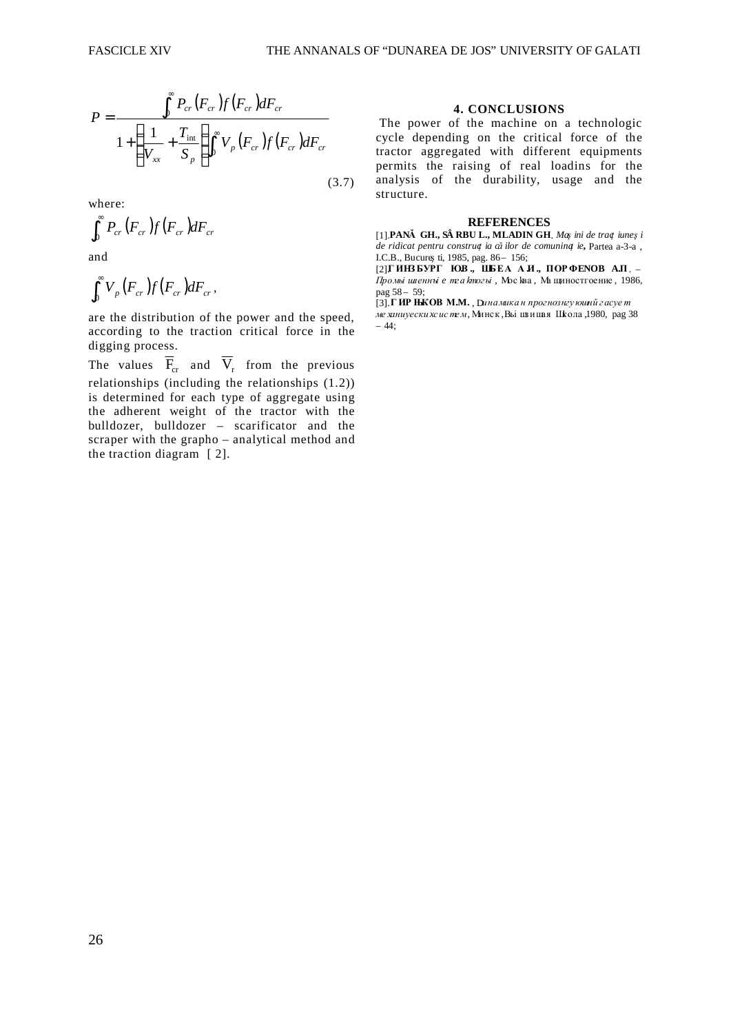$$P = \frac{\int_0^\infty P_{cr}(F_{cr}) f(F_{cr}) dF_{cr}}{1 + \left(\frac{1}{V_{xx}} + \frac{T_{int}}{S_p}\right) \int_0^\infty V_p(F_{cr}) f(F_{cr}) dF_{cr}} \tag{3.7}$$

where:

$$\int_0^\infty P_{cr}(F_{cr}) f(F_{cr}) dF_{cr}$$

and

$$\int_0^\infty V_p(F_{cr}) f(F_{cr}) dF_{cr},$$

are the distribution of the power and the speed, according to the traction critical force in the digging process.

The values $\overline{F}_{cr}$ and $\overline{V}_r$ from the previous relationships (including the relationships (1.2)) is determined for each type of aggregate using the adherent weight of the tractor with the bulldozer, bulldozer – scarificator and the scraper with the grapho – analytical method and the traction diagram [ 2].

## 4. CONCLUSIONS

The power of the machine on a technologic cycle depending on the critical force of the tractor aggregated with different equipments permits the raising of real loadins for the analysis of the durability, usage and the structure.

## REFERENCES

[1].**PANĂ GH., SÂRBU L., MLADIN GH**. *Maşini de tracţiune şi de ridicat pentru construcţia căilor de comuniaţie***,** Partea a-3-a , I.C.B., Bucureşti, 1985, pag. 86 – 156;

[2]**ГИНЗБУРГ Ю.В., ШВЕД А.И., ПОРФЕНОВ А.П**. – *Промышленные тракторы* , Москва , Машиностроение , 1986, pag 58 – 59;

[3].**ГИРНЬКОВ М.М.** , *Динамика и прогнозирующий расчет механических систем*, Минск, Вышшая Школа ,1980, pag 38 – 44;